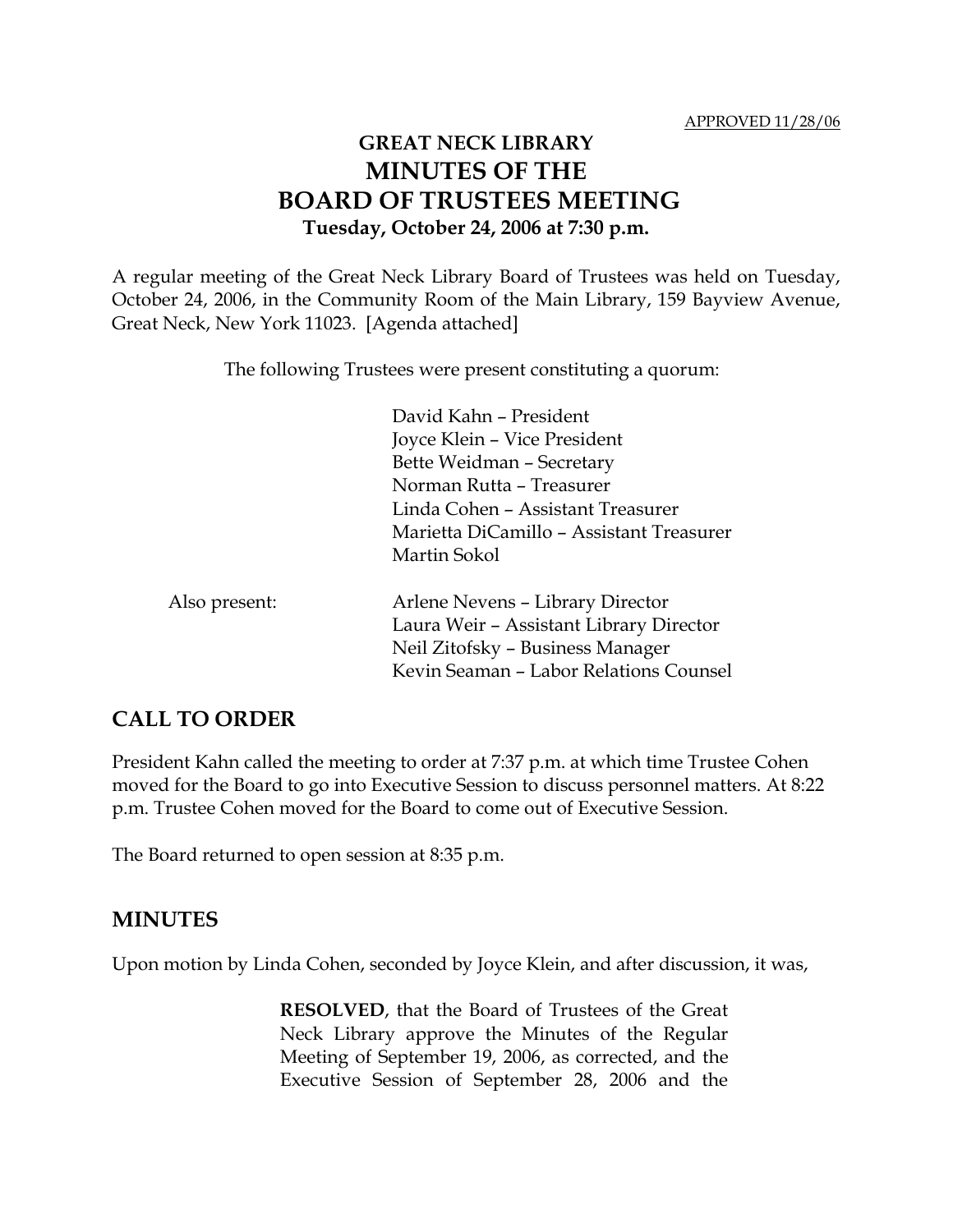APPROVED 11/28/06

# GREAT NECK LIBRARY
# MINUTES OF THE
# BOARD OF TRUSTEES MEETING
### Tuesday, October 24, 2006 at 7:30 p.m.

A regular meeting of the Great Neck Library Board of Trustees was held on Tuesday, October 24, 2006, in the Community Room of the Main Library, 159 Bayview Avenue, Great Neck, New York 11023. [Agenda attached]

The following Trustees were present constituting a quorum:

David Kahn – President
Joyce Klein – Vice President
Bette Weidman – Secretary
Norman Rutta – Treasurer
Linda Cohen – Assistant Treasurer
Marietta DiCamillo – Assistant Treasurer
Martin Sokol

Also present:

Arlene Nevens – Library Director
Laura Weir – Assistant Library Director
Neil Zitofsky – Business Manager
Kevin Seaman – Labor Relations Counsel

## CALL TO ORDER

President Kahn called the meeting to order at 7:37 p.m. at which time Trustee Cohen moved for the Board to go into Executive Session to discuss personnel matters. At 8:22 p.m. Trustee Cohen moved for the Board to come out of Executive Session.

The Board returned to open session at 8:35 p.m.

## MINUTES

Upon motion by Linda Cohen, seconded by Joyce Klein, and after discussion, it was,

> **RESOLVED**, that the Board of Trustees of the Great Neck Library approve the Minutes of the Regular Meeting of September 19, 2006, as corrected, and the Executive Session of September 28, 2006 and the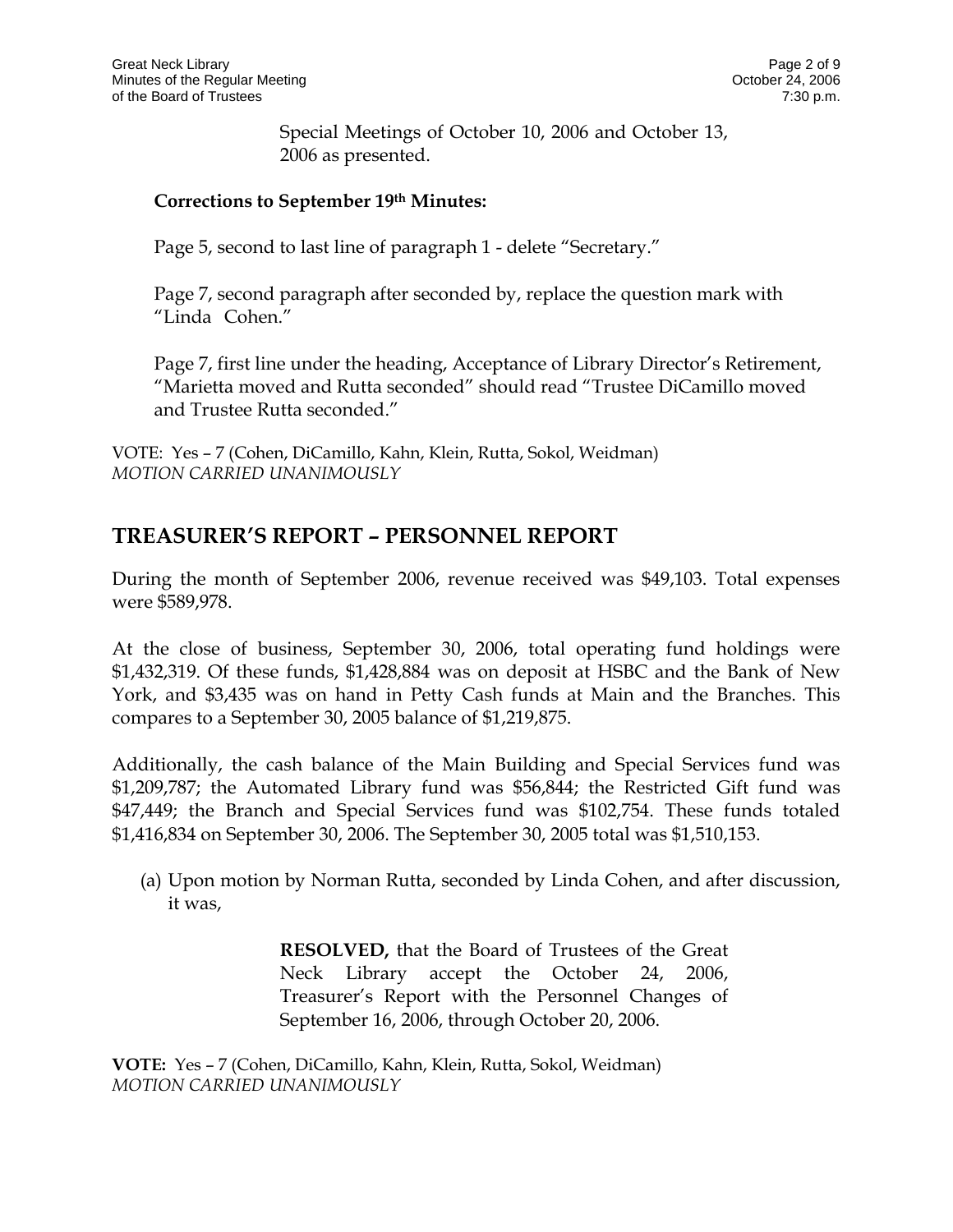Special Meetings of October 10, 2006 and October 13, 2006 as presented.

**Corrections to September 19th Minutes:**

Page 5, second to last line of paragraph 1 - delete "Secretary."

Page 7, second paragraph after seconded by, replace the question mark with "Linda Cohen."

Page 7, first line under the heading, Acceptance of Library Director's Retirement, "Marietta moved and Rutta seconded" should read "Trustee DiCamillo moved and Trustee Rutta seconded."

VOTE: Yes – 7 (Cohen, DiCamillo, Kahn, Klein, Rutta, Sokol, Weidman)
*MOTION CARRIED UNANIMOUSLY*

## TREASURER'S REPORT – PERSONNEL REPORT

During the month of September 2006, revenue received was $49,103. Total expenses were $589,978.

At the close of business, September 30, 2006, total operating fund holdings were $1,432,319. Of these funds, $1,428,884 was on deposit at HSBC and the Bank of New York, and $3,435 was on hand in Petty Cash funds at Main and the Branches. This compares to a September 30, 2005 balance of $1,219,875.

Additionally, the cash balance of the Main Building and Special Services fund was $1,209,787; the Automated Library fund was $56,844; the Restricted Gift fund was $47,449; the Branch and Special Services fund was $102,754. These funds totaled $1,416,834 on September 30, 2006. The September 30, 2005 total was $1,510,153.

(a) Upon motion by Norman Rutta, seconded by Linda Cohen, and after discussion, it was,

> **RESOLVED,** that the Board of Trustees of the Great Neck Library accept the October 24, 2006, Treasurer's Report with the Personnel Changes of September 16, 2006, through October 20, 2006.

**VOTE:** Yes – 7 (Cohen, DiCamillo, Kahn, Klein, Rutta, Sokol, Weidman)
*MOTION CARRIED UNANIMOUSLY*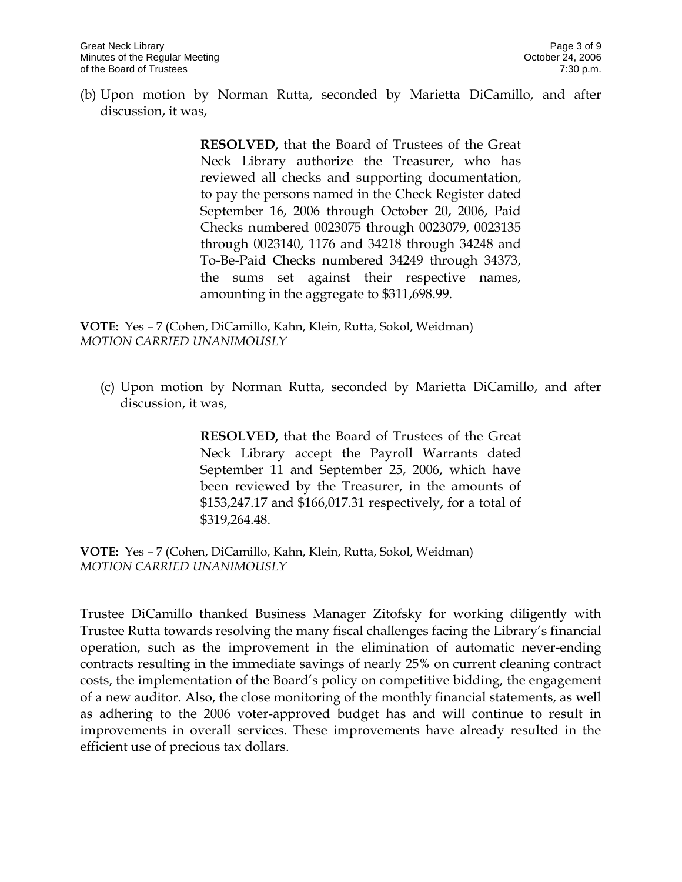(b) Upon motion by Norman Rutta, seconded by Marietta DiCamillo, and after discussion, it was,

> **RESOLVED,** that the Board of Trustees of the Great Neck Library authorize the Treasurer, who has reviewed all checks and supporting documentation, to pay the persons named in the Check Register dated September 16, 2006 through October 20, 2006, Paid Checks numbered 0023075 through 0023079, 0023135 through 0023140, 1176 and 34218 through 34248 and To-Be-Paid Checks numbered 34249 through 34373, the sums set against their respective names, amounting in the aggregate to $311,698.99.

**VOTE:** Yes – 7 (Cohen, DiCamillo, Kahn, Klein, Rutta, Sokol, Weidman)
*MOTION CARRIED UNANIMOUSLY*

(c) Upon motion by Norman Rutta, seconded by Marietta DiCamillo, and after discussion, it was,

> **RESOLVED,** that the Board of Trustees of the Great Neck Library accept the Payroll Warrants dated September 11 and September 25, 2006, which have been reviewed by the Treasurer, in the amounts of $153,247.17 and $166,017.31 respectively, for a total of $319,264.48.

**VOTE:** Yes – 7 (Cohen, DiCamillo, Kahn, Klein, Rutta, Sokol, Weidman)
*MOTION CARRIED UNANIMOUSLY*

Trustee DiCamillo thanked Business Manager Zitofsky for working diligently with Trustee Rutta towards resolving the many fiscal challenges facing the Library's financial operation, such as the improvement in the elimination of automatic never-ending contracts resulting in the immediate savings of nearly 25% on current cleaning contract costs, the implementation of the Board's policy on competitive bidding, the engagement of a new auditor. Also, the close monitoring of the monthly financial statements, as well as adhering to the 2006 voter-approved budget has and will continue to result in improvements in overall services. These improvements have already resulted in the efficient use of precious tax dollars.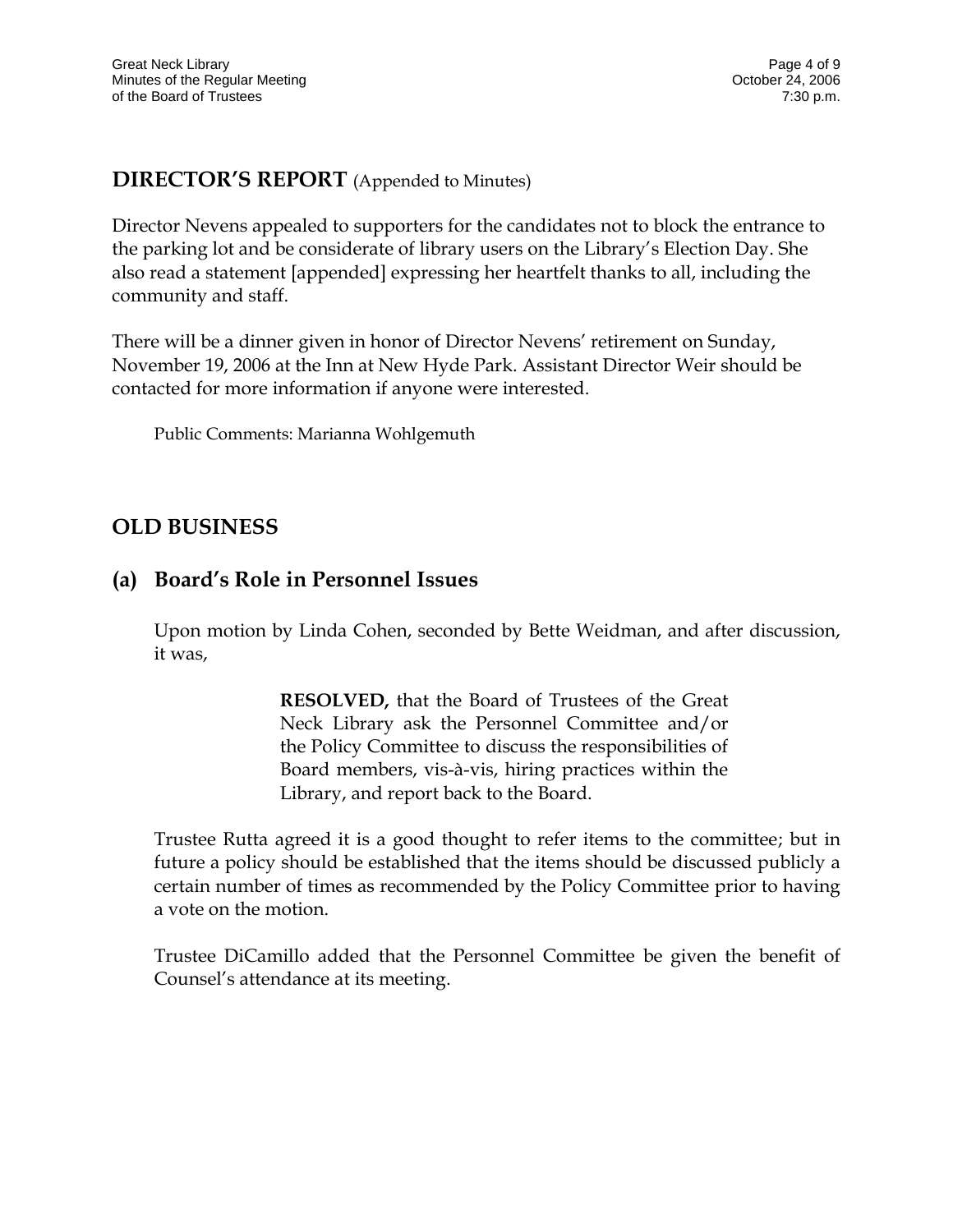## DIRECTOR'S REPORT (Appended to Minutes)

Director Nevens appealed to supporters for the candidates not to block the entrance to the parking lot and be considerate of library users on the Library's Election Day. She also read a statement [appended] expressing her heartfelt thanks to all, including the community and staff.

There will be a dinner given in honor of Director Nevens' retirement on Sunday, November 19, 2006 at the Inn at New Hyde Park. Assistant Director Weir should be contacted for more information if anyone were interested.

Public Comments: Marianna Wohlgemuth

## OLD BUSINESS

### (a) Board's Role in Personnel Issues

Upon motion by Linda Cohen, seconded by Bette Weidman, and after discussion, it was,

> **RESOLVED,** that the Board of Trustees of the Great Neck Library ask the Personnel Committee and/or the Policy Committee to discuss the responsibilities of Board members, vis-à-vis, hiring practices within the Library, and report back to the Board.

Trustee Rutta agreed it is a good thought to refer items to the committee; but in future a policy should be established that the items should be discussed publicly a certain number of times as recommended by the Policy Committee prior to having a vote on the motion.

Trustee DiCamillo added that the Personnel Committee be given the benefit of Counsel's attendance at its meeting.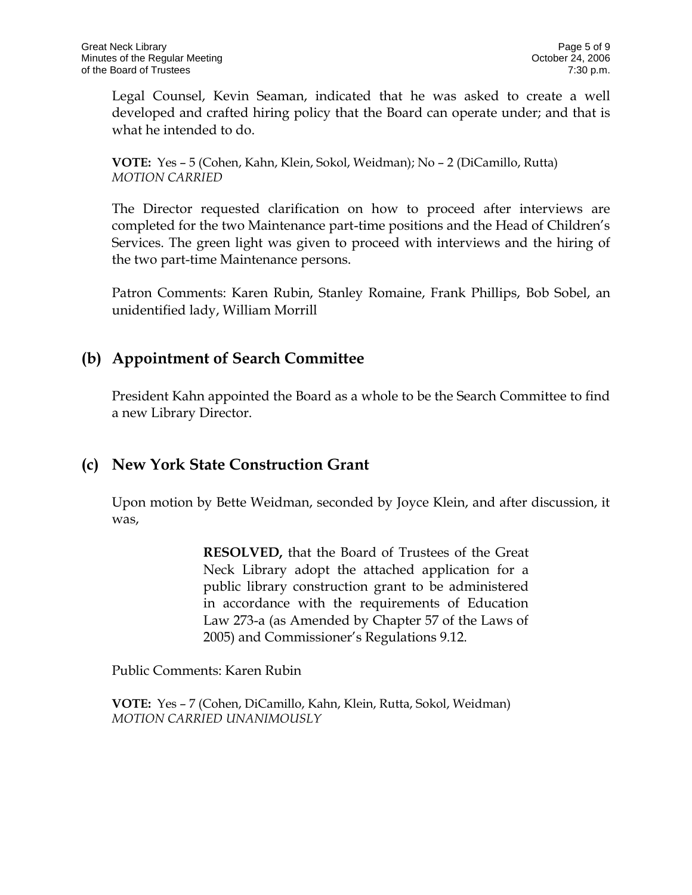Legal Counsel, Kevin Seaman, indicated that he was asked to create a well developed and crafted hiring policy that the Board can operate under; and that is what he intended to do.

**VOTE:** Yes – 5 (Cohen, Kahn, Klein, Sokol, Weidman); No – 2 (DiCamillo, Rutta)
*MOTION CARRIED*

The Director requested clarification on how to proceed after interviews are completed for the two Maintenance part-time positions and the Head of Children's Services. The green light was given to proceed with interviews and the hiring of the two part-time Maintenance persons.

Patron Comments: Karen Rubin, Stanley Romaine, Frank Phillips, Bob Sobel, an unidentified lady, William Morrill

## (b) Appointment of Search Committee

President Kahn appointed the Board as a whole to be the Search Committee to find a new Library Director.

## (c) New York State Construction Grant

Upon motion by Bette Weidman, seconded by Joyce Klein, and after discussion, it was,

> **RESOLVED,** that the Board of Trustees of the Great Neck Library adopt the attached application for a public library construction grant to be administered in accordance with the requirements of Education Law 273-a (as Amended by Chapter 57 of the Laws of 2005) and Commissioner's Regulations 9.12.

Public Comments: Karen Rubin

**VOTE:** Yes – 7 (Cohen, DiCamillo, Kahn, Klein, Rutta, Sokol, Weidman)
*MOTION CARRIED UNANIMOUSLY*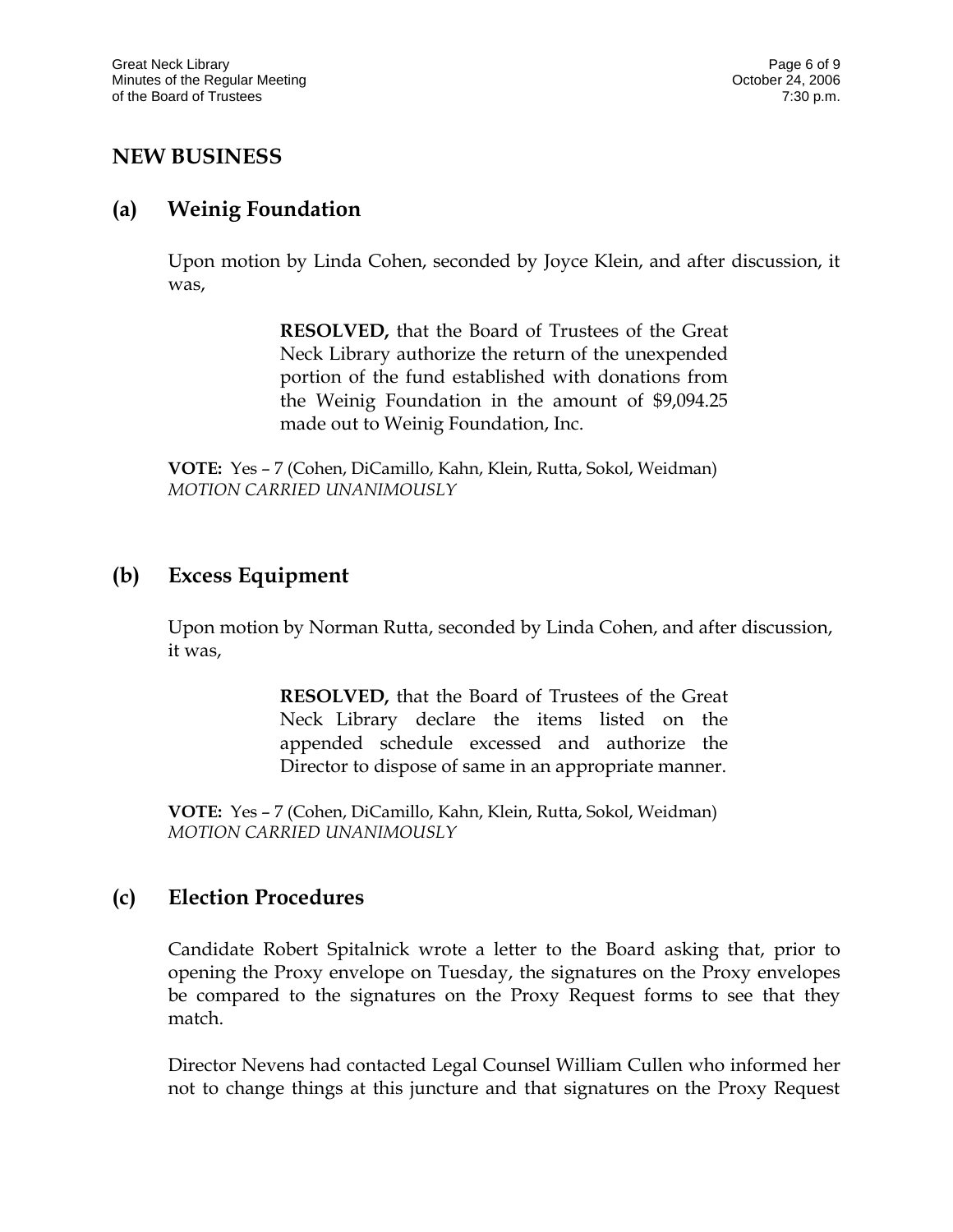## NEW BUSINESS

### (a) Weinig Foundation

Upon motion by Linda Cohen, seconded by Joyce Klein, and after discussion, it was,

> **RESOLVED,** that the Board of Trustees of the Great Neck Library authorize the return of the unexpended portion of the fund established with donations from the Weinig Foundation in the amount of $9,094.25 made out to Weinig Foundation, Inc.

**VOTE:** Yes – 7 (Cohen, DiCamillo, Kahn, Klein, Rutta, Sokol, Weidman)
*MOTION CARRIED UNANIMOUSLY*

### (b) Excess Equipment

Upon motion by Norman Rutta, seconded by Linda Cohen, and after discussion, it was,

> **RESOLVED,** that the Board of Trustees of the Great Neck Library declare the items listed on the appended schedule excessed and authorize the Director to dispose of same in an appropriate manner.

**VOTE:** Yes – 7 (Cohen, DiCamillo, Kahn, Klein, Rutta, Sokol, Weidman)
*MOTION CARRIED UNANIMOUSLY*

### (c) Election Procedures

Candidate Robert Spitalnick wrote a letter to the Board asking that, prior to opening the Proxy envelope on Tuesday, the signatures on the Proxy envelopes be compared to the signatures on the Proxy Request forms to see that they match.

Director Nevens had contacted Legal Counsel William Cullen who informed her not to change things at this juncture and that signatures on the Proxy Request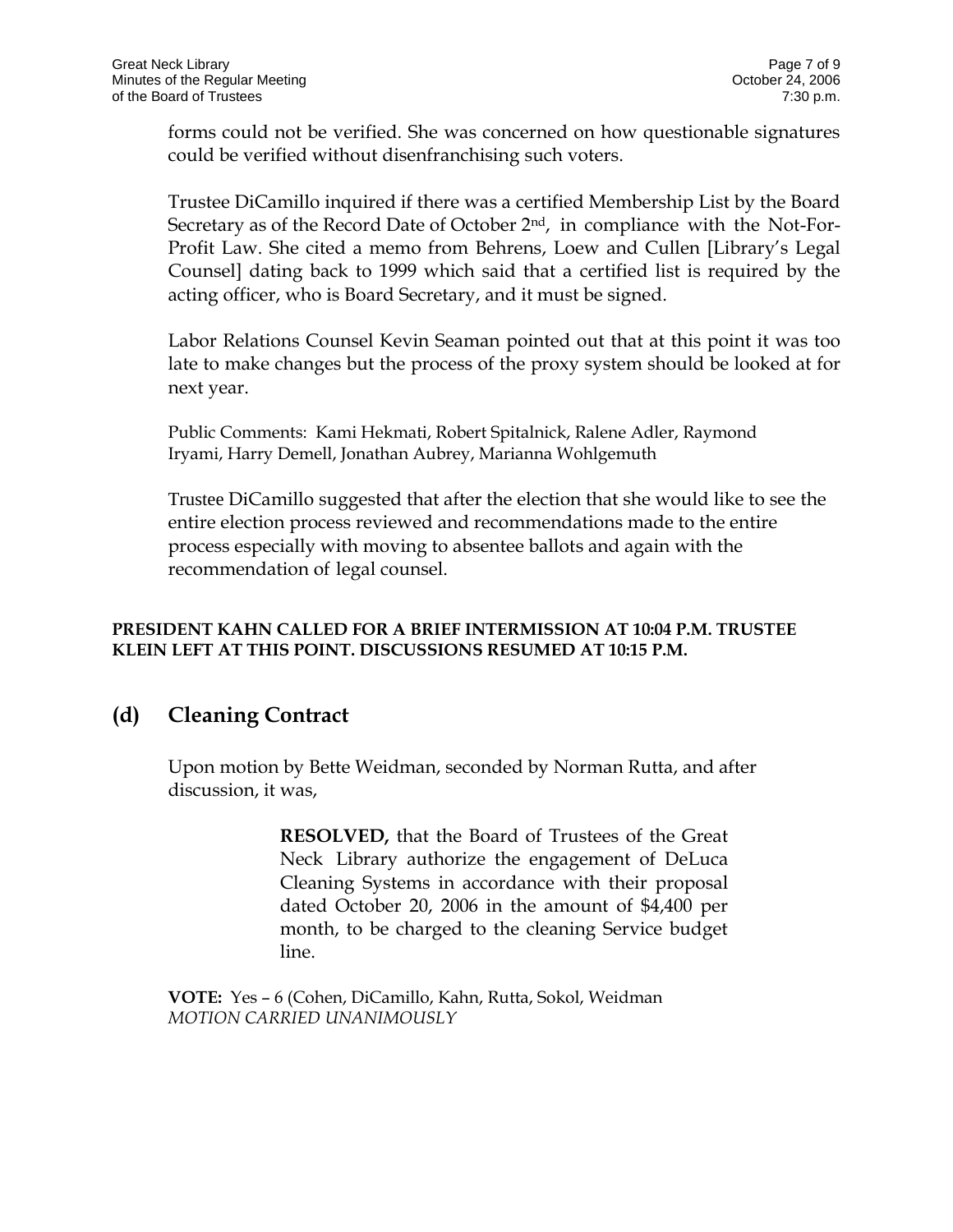forms could not be verified. She was concerned on how questionable signatures could be verified without disenfranchising such voters.

Trustee DiCamillo inquired if there was a certified Membership List by the Board Secretary as of the Record Date of October 2nd, in compliance with the Not-For-Profit Law. She cited a memo from Behrens, Loew and Cullen [Library's Legal Counsel] dating back to 1999 which said that a certified list is required by the acting officer, who is Board Secretary, and it must be signed.

Labor Relations Counsel Kevin Seaman pointed out that at this point it was too late to make changes but the process of the proxy system should be looked at for next year.

Public Comments: Kami Hekmati, Robert Spitalnick, Ralene Adler, Raymond Iryami, Harry Demell, Jonathan Aubrey, Marianna Wohlgemuth

Trustee DiCamillo suggested that after the election that she would like to see the entire election process reviewed and recommendations made to the entire process especially with moving to absentee ballots and again with the recommendation of legal counsel.

**PRESIDENT KAHN CALLED FOR A BRIEF INTERMISSION AT 10:04 P.M. TRUSTEE KLEIN LEFT AT THIS POINT. DISCUSSIONS RESUMED AT 10:15 P.M.**

## (d) Cleaning Contract

Upon motion by Bette Weidman, seconded by Norman Rutta, and after discussion, it was,

> **RESOLVED,** that the Board of Trustees of the Great Neck Library authorize the engagement of DeLuca Cleaning Systems in accordance with their proposal dated October 20, 2006 in the amount of $4,400 per month, to be charged to the cleaning Service budget line.

**VOTE:** Yes – 6 (Cohen, DiCamillo, Kahn, Rutta, Sokol, Weidman
*MOTION CARRIED UNANIMOUSLY*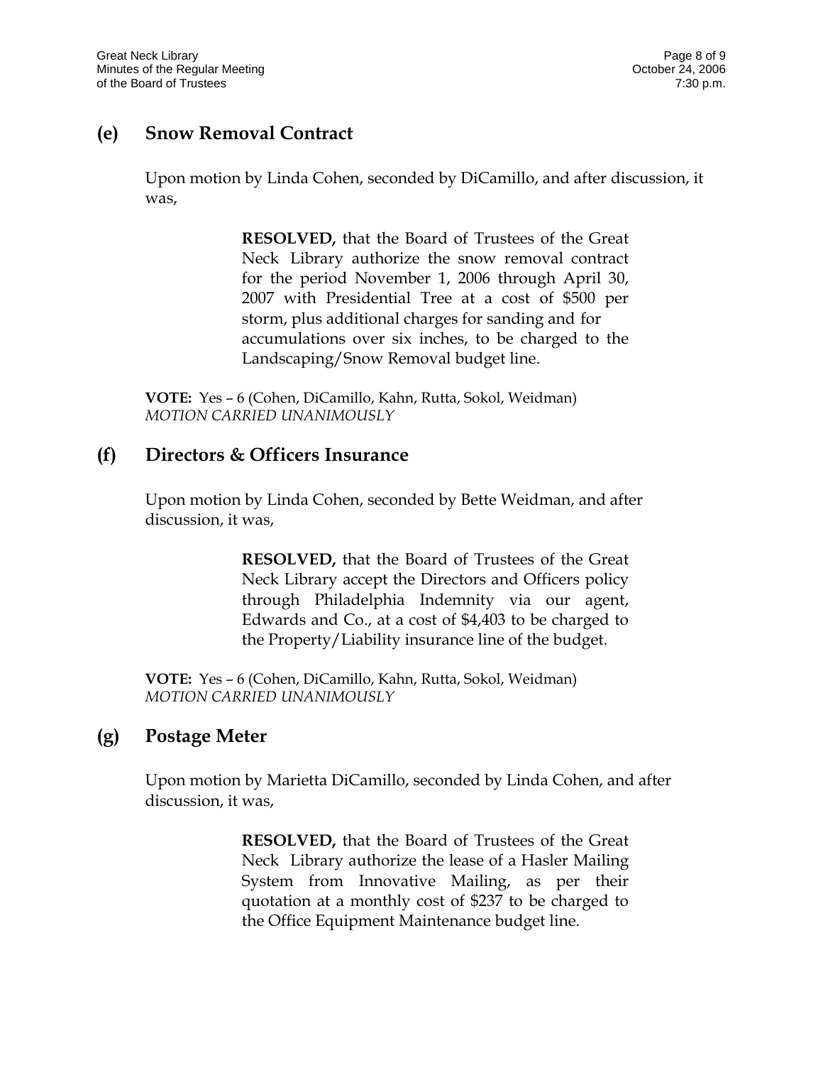## (e) Snow Removal Contract

Upon motion by Linda Cohen, seconded by DiCamillo, and after discussion, it was,

> **RESOLVED,** that the Board of Trustees of the Great Neck Library authorize the snow removal contract for the period November 1, 2006 through April 30, 2007 with Presidential Tree at a cost of $500 per storm, plus additional charges for sanding and for accumulations over six inches, to be charged to the Landscaping/Snow Removal budget line.

**VOTE:** Yes – 6 (Cohen, DiCamillo, Kahn, Rutta, Sokol, Weidman)
*MOTION CARRIED UNANIMOUSLY*

## (f) Directors & Officers Insurance

Upon motion by Linda Cohen, seconded by Bette Weidman, and after discussion, it was,

> **RESOLVED,** that the Board of Trustees of the Great Neck Library accept the Directors and Officers policy through Philadelphia Indemnity via our agent, Edwards and Co., at a cost of $4,403 to be charged to the Property/Liability insurance line of the budget.

**VOTE:** Yes – 6 (Cohen, DiCamillo, Kahn, Rutta, Sokol, Weidman)
*MOTION CARRIED UNANIMOUSLY*

## (g) Postage Meter

Upon motion by Marietta DiCamillo, seconded by Linda Cohen, and after discussion, it was,

> **RESOLVED,** that the Board of Trustees of the Great Neck Library authorize the lease of a Hasler Mailing System from Innovative Mailing, as per their quotation at a monthly cost of $237 to be charged to the Office Equipment Maintenance budget line.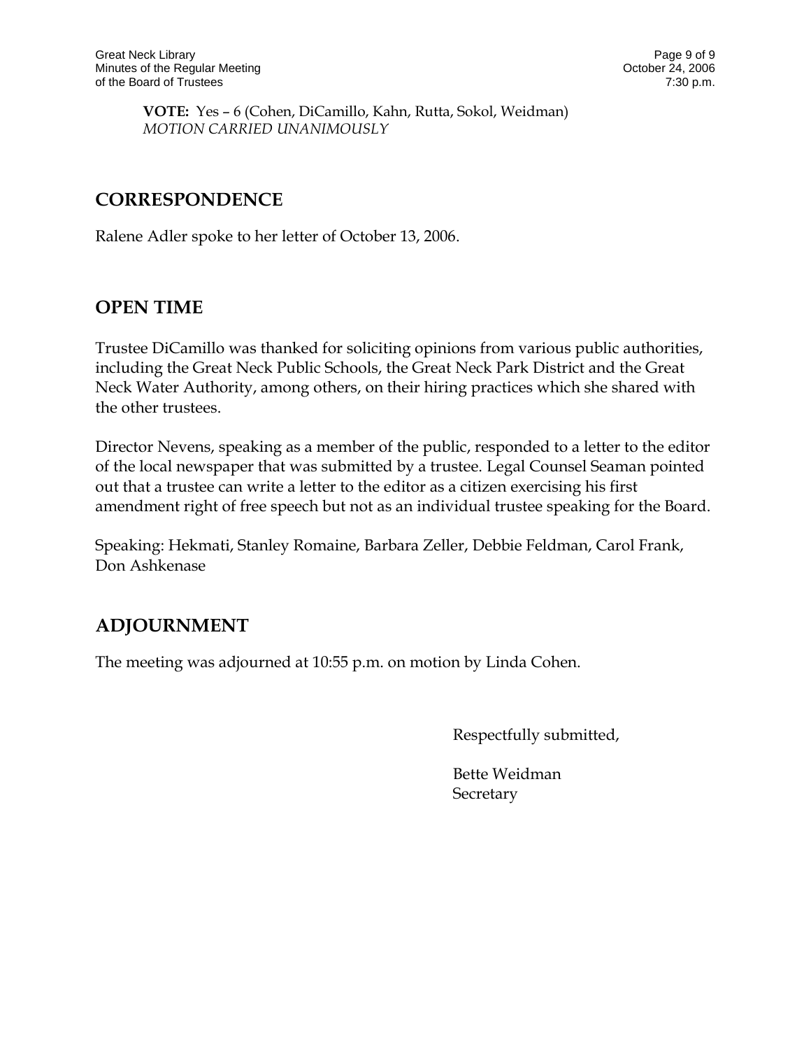**VOTE:** Yes – 6 (Cohen, DiCamillo, Kahn, Rutta, Sokol, Weidman)
*MOTION CARRIED UNANIMOUSLY*

## CORRESPONDENCE

Ralene Adler spoke to her letter of October 13, 2006.

## OPEN TIME

Trustee DiCamillo was thanked for soliciting opinions from various public authorities, including the Great Neck Public Schools, the Great Neck Park District and the Great Neck Water Authority, among others, on their hiring practices which she shared with the other trustees.

Director Nevens, speaking as a member of the public, responded to a letter to the editor of the local newspaper that was submitted by a trustee. Legal Counsel Seaman pointed out that a trustee can write a letter to the editor as a citizen exercising his first amendment right of free speech but not as an individual trustee speaking for the Board.

Speaking: Hekmati, Stanley Romaine, Barbara Zeller, Debbie Feldman, Carol Frank, Don Ashkenase

## ADJOURNMENT

The meeting was adjourned at 10:55 p.m. on motion by Linda Cohen.

Respectfully submitted,

Bette Weidman
Secretary